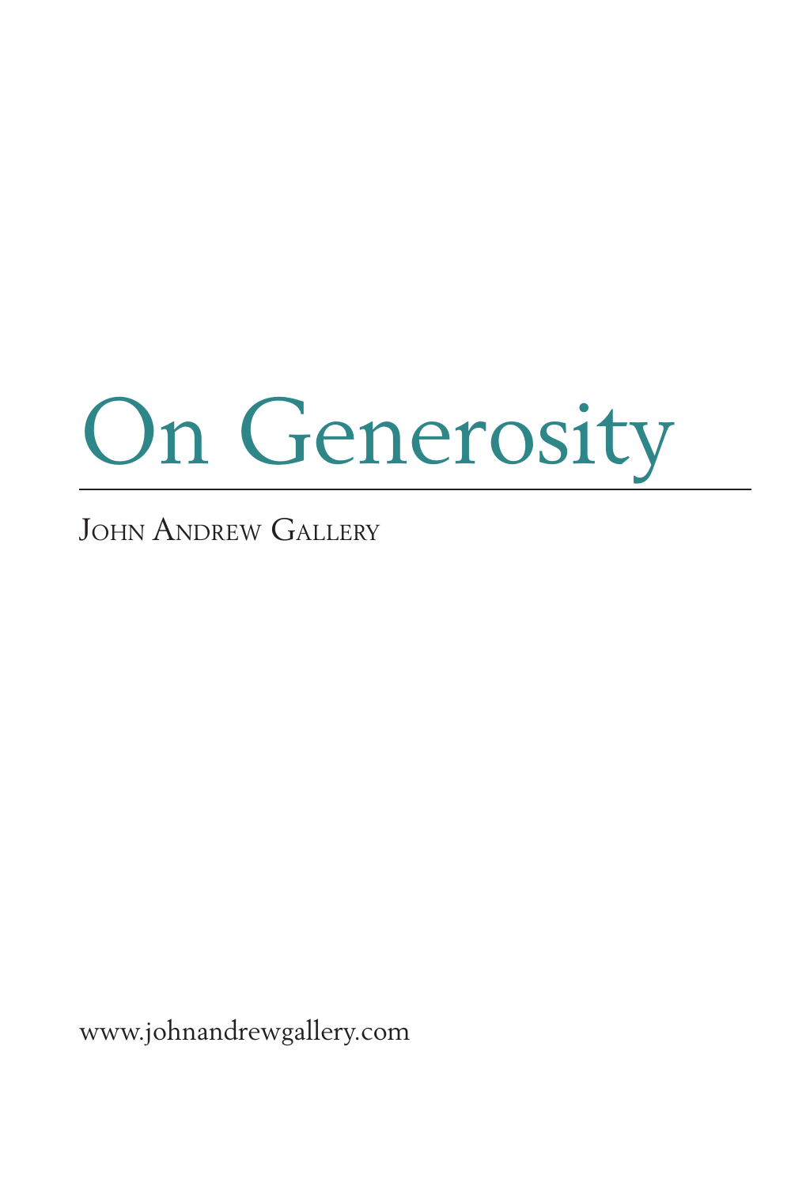# On Generosity

John Andrew Gallery

www.johnandrewgallery.com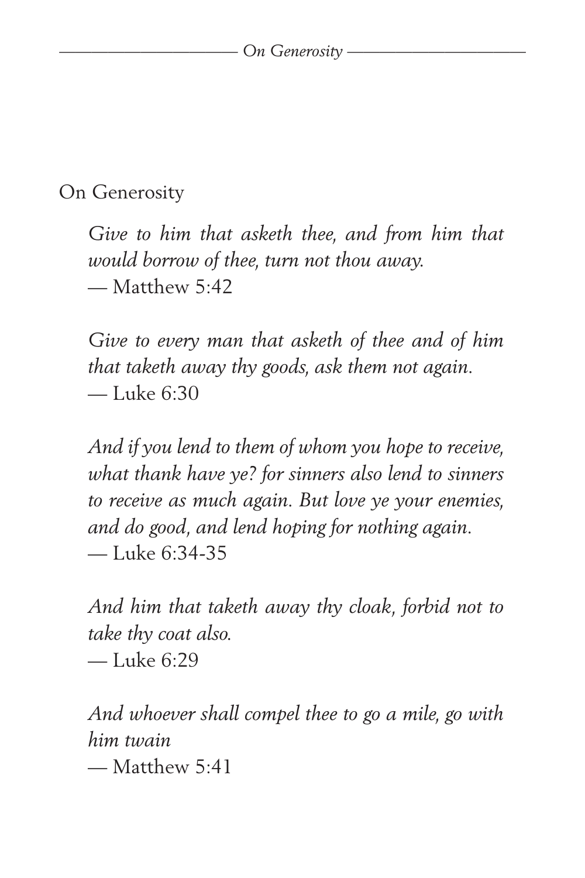## On Generosity

> *Give to him that asketh thee, and from him that would borrow of thee, turn not thou away.*
> — Matthew 5:42

> *Give to every man that asketh of thee and of him that taketh away thy goods, ask them not again.*
> — Luke 6:30

> *And if you lend to them of whom you hope to receive, what thank have ye? for sinners also lend to sinners to receive as much again. But love ye your enemies, and do good, and lend hoping for nothing again.*
> — Luke 6:34-35

> *And him that taketh away thy cloak, forbid not to take thy coat also.*
> — Luke 6:29

> *And whoever shall compel thee to go a mile, go with him twain*
> — Matthew 5:41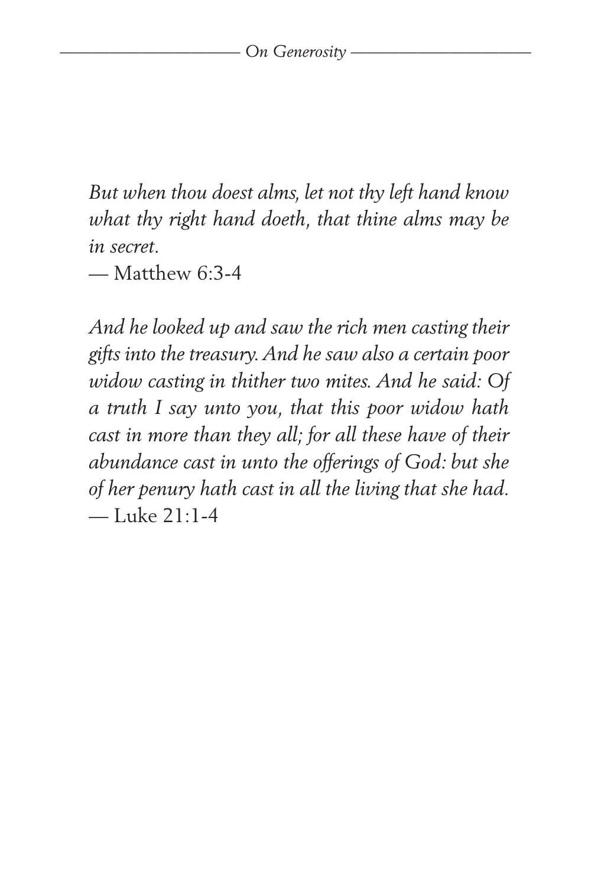*But when thou doest alms, let not thy left hand know what thy right hand doeth, that thine alms may be in secret.*
— Matthew 6:3-4

*And he looked up and saw the rich men casting their gifts into the treasury. And he saw also a certain poor widow casting in thither two mites. And he said: Of a truth I say unto you, that this poor widow hath cast in more than they all; for all these have of their abundance cast in unto the offerings of God: but she of her penury hath cast in all the living that she had.*
— Luke 21:1-4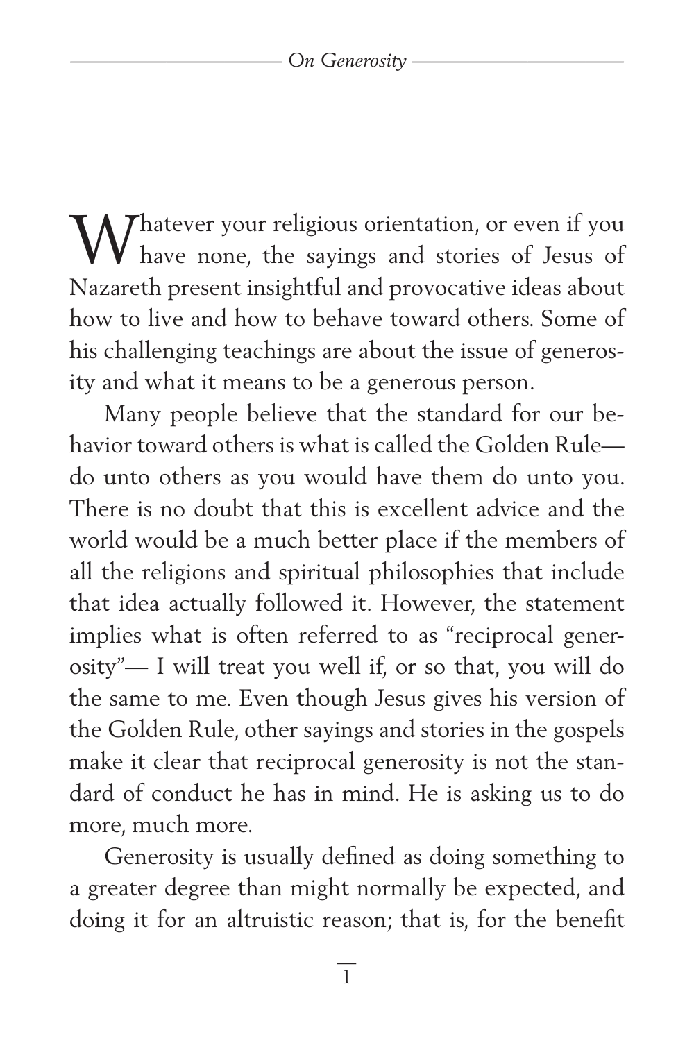Whatever your religious orientation, or even if you have none, the sayings and stories of Jesus of Nazareth present insightful and provocative ideas about how to live and how to behave toward others. Some of his challenging teachings are about the issue of generosity and what it means to be a generous person.

Many people believe that the standard for our behavior toward others is what is called the Golden Rule—do unto others as you would have them do unto you. There is no doubt that this is excellent advice and the world would be a much better place if the members of all the religions and spiritual philosophies that include that idea actually followed it. However, the statement implies what is often referred to as "reciprocal generosity"— I will treat you well if, or so that, you will do the same to me. Even though Jesus gives his version of the Golden Rule, other sayings and stories in the gospels make it clear that reciprocal generosity is not the standard of conduct he has in mind. He is asking us to do more, much more.

Generosity is usually defined as doing something to a greater degree than might normally be expected, and doing it for an altruistic reason; that is, for the benefit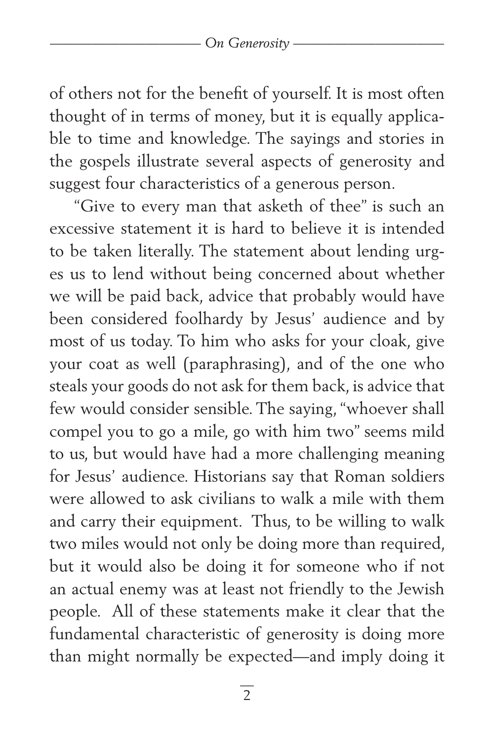of others not for the benefit of yourself. It is most often thought of in terms of money, but it is equally applicable to time and knowledge. The sayings and stories in the gospels illustrate several aspects of generosity and suggest four characteristics of a generous person.

"Give to every man that asketh of thee" is such an excessive statement it is hard to believe it is intended to be taken literally. The statement about lending urges us to lend without being concerned about whether we will be paid back, advice that probably would have been considered foolhardy by Jesus' audience and by most of us today. To him who asks for your cloak, give your coat as well (paraphrasing), and of the one who steals your goods do not ask for them back, is advice that few would consider sensible. The saying, "whoever shall compel you to go a mile, go with him two" seems mild to us, but would have had a more challenging meaning for Jesus' audience. Historians say that Roman soldiers were allowed to ask civilians to walk a mile with them and carry their equipment. Thus, to be willing to walk two miles would not only be doing more than required, but it would also be doing it for someone who if not an actual enemy was at least not friendly to the Jewish people. All of these statements make it clear that the fundamental characteristic of generosity is doing more than might normally be expected—and imply doing it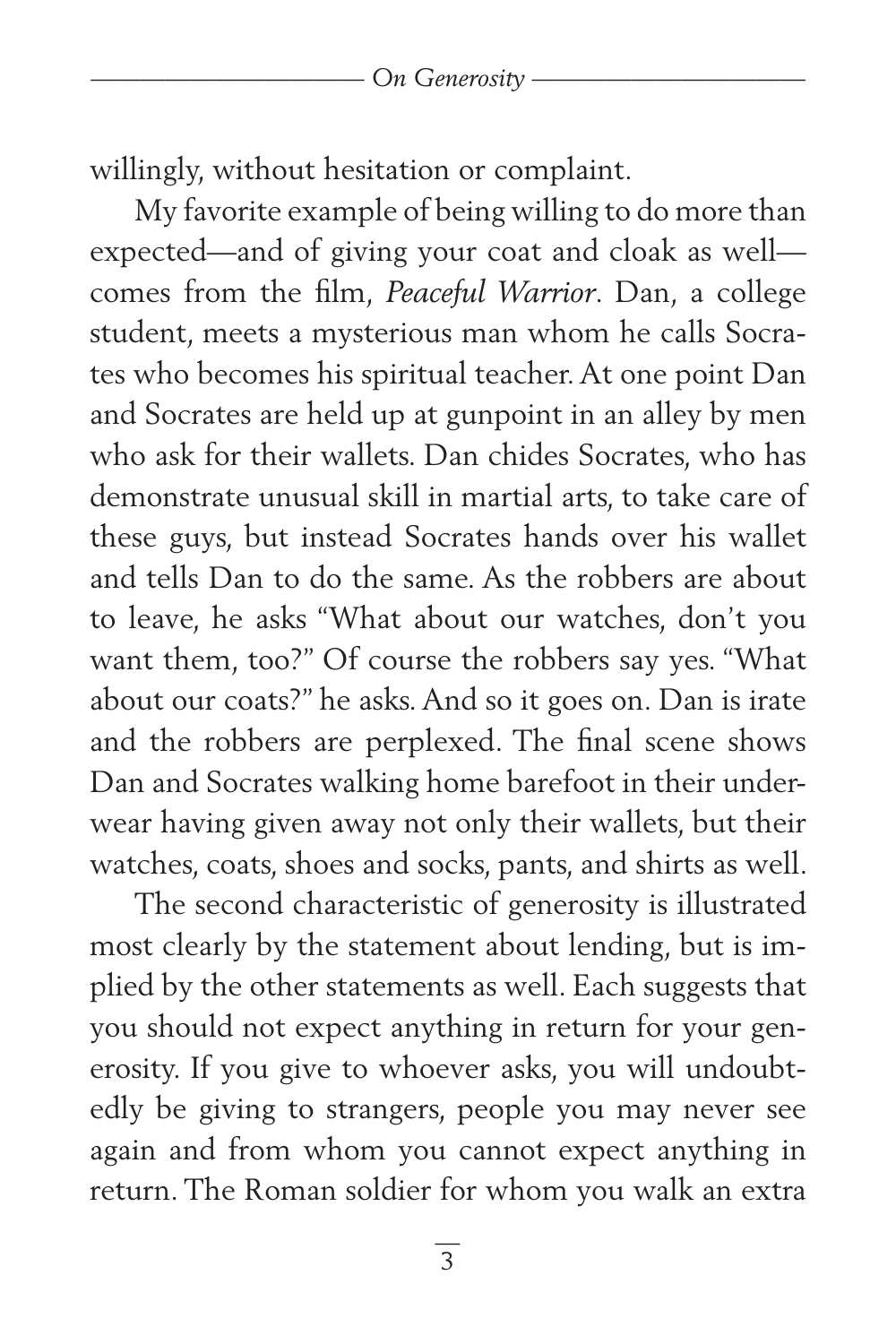willingly, without hesitation or complaint.

My favorite example of being willing to do more than expected—and of giving your coat and cloak as well—comes from the film, *Peaceful Warrior*. Dan, a college student, meets a mysterious man whom he calls Socrates who becomes his spiritual teacher. At one point Dan and Socrates are held up at gunpoint in an alley by men who ask for their wallets. Dan chides Socrates, who has demonstrate unusual skill in martial arts, to take care of these guys, but instead Socrates hands over his wallet and tells Dan to do the same. As the robbers are about to leave, he asks "What about our watches, don't you want them, too?" Of course the robbers say yes. "What about our coats?" he asks. And so it goes on. Dan is irate and the robbers are perplexed. The final scene shows Dan and Socrates walking home barefoot in their underwear having given away not only their wallets, but their watches, coats, shoes and socks, pants, and shirts as well.

The second characteristic of generosity is illustrated most clearly by the statement about lending, but is implied by the other statements as well. Each suggests that you should not expect anything in return for your generosity. If you give to whoever asks, you will undoubtedly be giving to strangers, people you may never see again and from whom you cannot expect anything in return. The Roman soldier for whom you walk an extra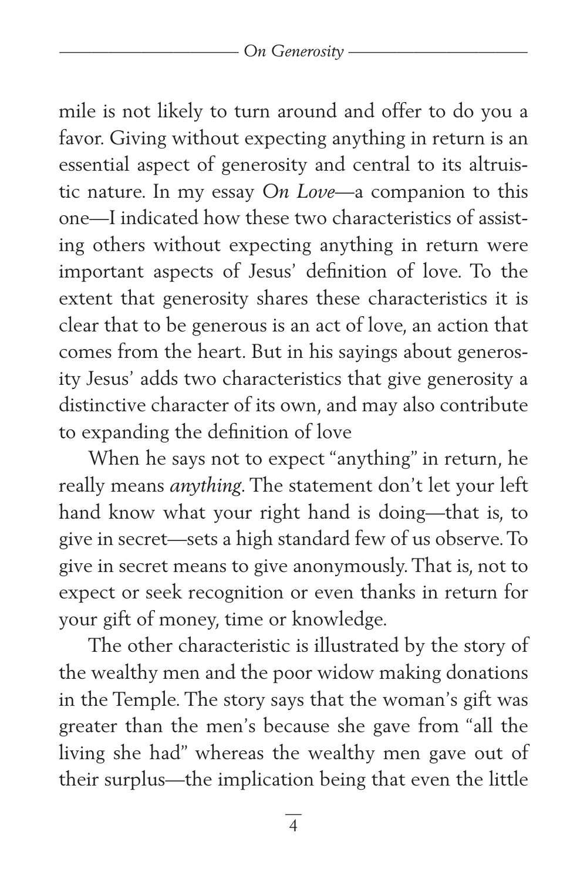mile is not likely to turn around and offer to do you a favor. Giving without expecting anything in return is an essential aspect of generosity and central to its altruistic nature. In my essay *On Love*—a companion to this one—I indicated how these two characteristics of assisting others without expecting anything in return were important aspects of Jesus' definition of love. To the extent that generosity shares these characteristics it is clear that to be generous is an act of love, an action that comes from the heart. But in his sayings about generosity Jesus' adds two characteristics that give generosity a distinctive character of its own, and may also contribute to expanding the definition of love

When he says not to expect "anything" in return, he really means *anything*. The statement don't let your left hand know what your right hand is doing—that is, to give in secret—sets a high standard few of us observe. To give in secret means to give anonymously. That is, not to expect or seek recognition or even thanks in return for your gift of money, time or knowledge.

The other characteristic is illustrated by the story of the wealthy men and the poor widow making donations in the Temple. The story says that the woman's gift was greater than the men's because she gave from "all the living she had" whereas the wealthy men gave out of their surplus—the implication being that even the little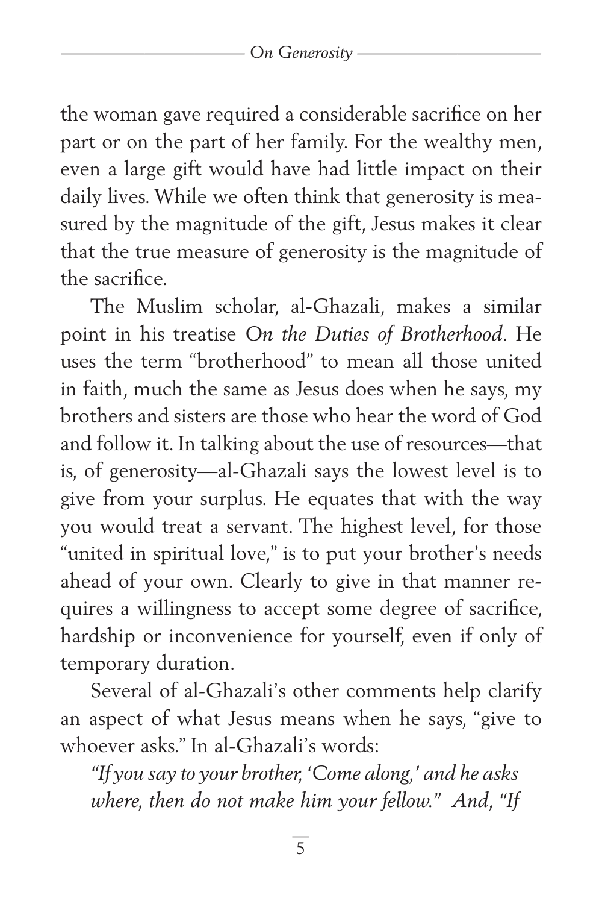the woman gave required a considerable sacrifice on her part or on the part of her family. For the wealthy men, even a large gift would have had little impact on their daily lives. While we often think that generosity is measured by the magnitude of the gift, Jesus makes it clear that the true measure of generosity is the magnitude of the sacrifice.

The Muslim scholar, al-Ghazali, makes a similar point in his treatise *On the Duties of Brotherhood*. He uses the term "brotherhood" to mean all those united in faith, much the same as Jesus does when he says, my brothers and sisters are those who hear the word of God and follow it. In talking about the use of resources—that is, of generosity—al-Ghazali says the lowest level is to give from your surplus. He equates that with the way you would treat a servant. The highest level, for those "united in spiritual love," is to put your brother's needs ahead of your own. Clearly to give in that manner requires a willingness to accept some degree of sacrifice, hardship or inconvenience for yourself, even if only of temporary duration.

Several of al-Ghazali's other comments help clarify an aspect of what Jesus means when he says, "give to whoever asks." In al-Ghazali's words:

*"If you say to your brother, 'Come along,' and he asks where, then do not make him your fellow."* And, *"If*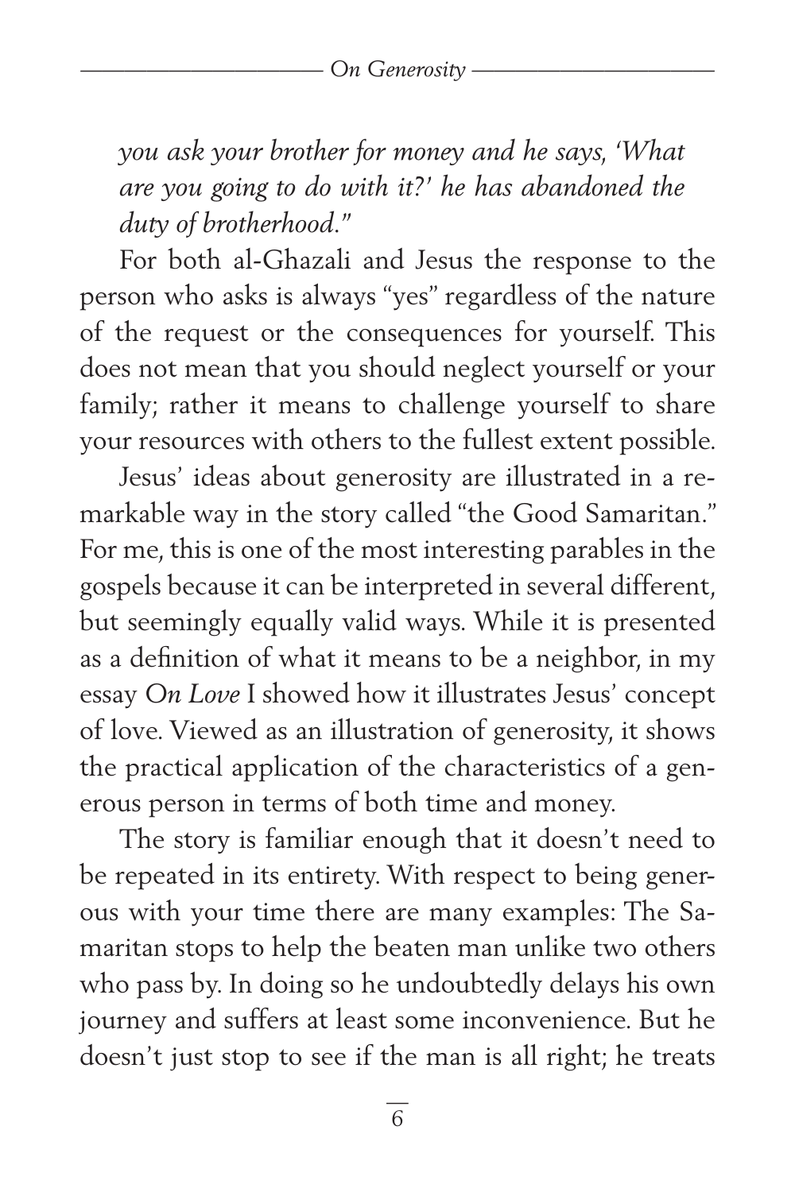*you ask your brother for money and he says, 'What are you going to do with it?' he has abandoned the duty of brotherhood."*

For both al-Ghazali and Jesus the response to the person who asks is always "yes" regardless of the nature of the request or the consequences for yourself. This does not mean that you should neglect yourself or your family; rather it means to challenge yourself to share your resources with others to the fullest extent possible.

Jesus' ideas about generosity are illustrated in a remarkable way in the story called "the Good Samaritan." For me, this is one of the most interesting parables in the gospels because it can be interpreted in several different, but seemingly equally valid ways. While it is presented as a definition of what it means to be a neighbor, in my essay *On Love* I showed how it illustrates Jesus' concept of love. Viewed as an illustration of generosity, it shows the practical application of the characteristics of a generous person in terms of both time and money.

The story is familiar enough that it doesn't need to be repeated in its entirety. With respect to being generous with your time there are many examples: The Samaritan stops to help the beaten man unlike two others who pass by. In doing so he undoubtedly delays his own journey and suffers at least some inconvenience. But he doesn't just stop to see if the man is all right; he treats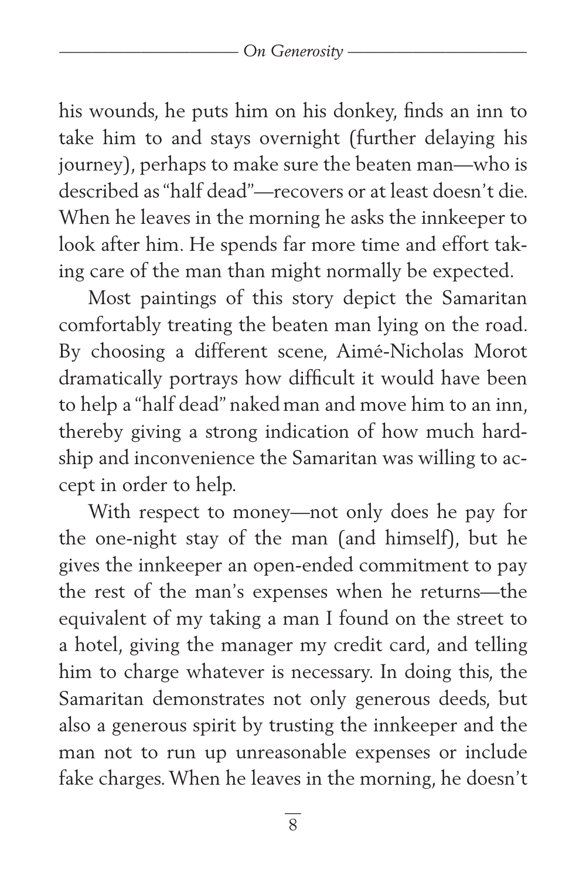his wounds, he puts him on his donkey, finds an inn to take him to and stays overnight (further delaying his journey), perhaps to make sure the beaten man—who is described as "half dead"—recovers or at least doesn't die. When he leaves in the morning he asks the innkeeper to look after him. He spends far more time and effort taking care of the man than might normally be expected.

Most paintings of this story depict the Samaritan comfortably treating the beaten man lying on the road. By choosing a different scene, Aimé-Nicholas Morot dramatically portrays how difficult it would have been to help a "half dead" naked man and move him to an inn, thereby giving a strong indication of how much hardship and inconvenience the Samaritan was willing to accept in order to help.

With respect to money—not only does he pay for the one-night stay of the man (and himself), but he gives the innkeeper an open-ended commitment to pay the rest of the man's expenses when he returns—the equivalent of my taking a man I found on the street to a hotel, giving the manager my credit card, and telling him to charge whatever is necessary. In doing this, the Samaritan demonstrates not only generous deeds, but also a generous spirit by trusting the innkeeper and the man not to run up unreasonable expenses or include fake charges. When he leaves in the morning, he doesn't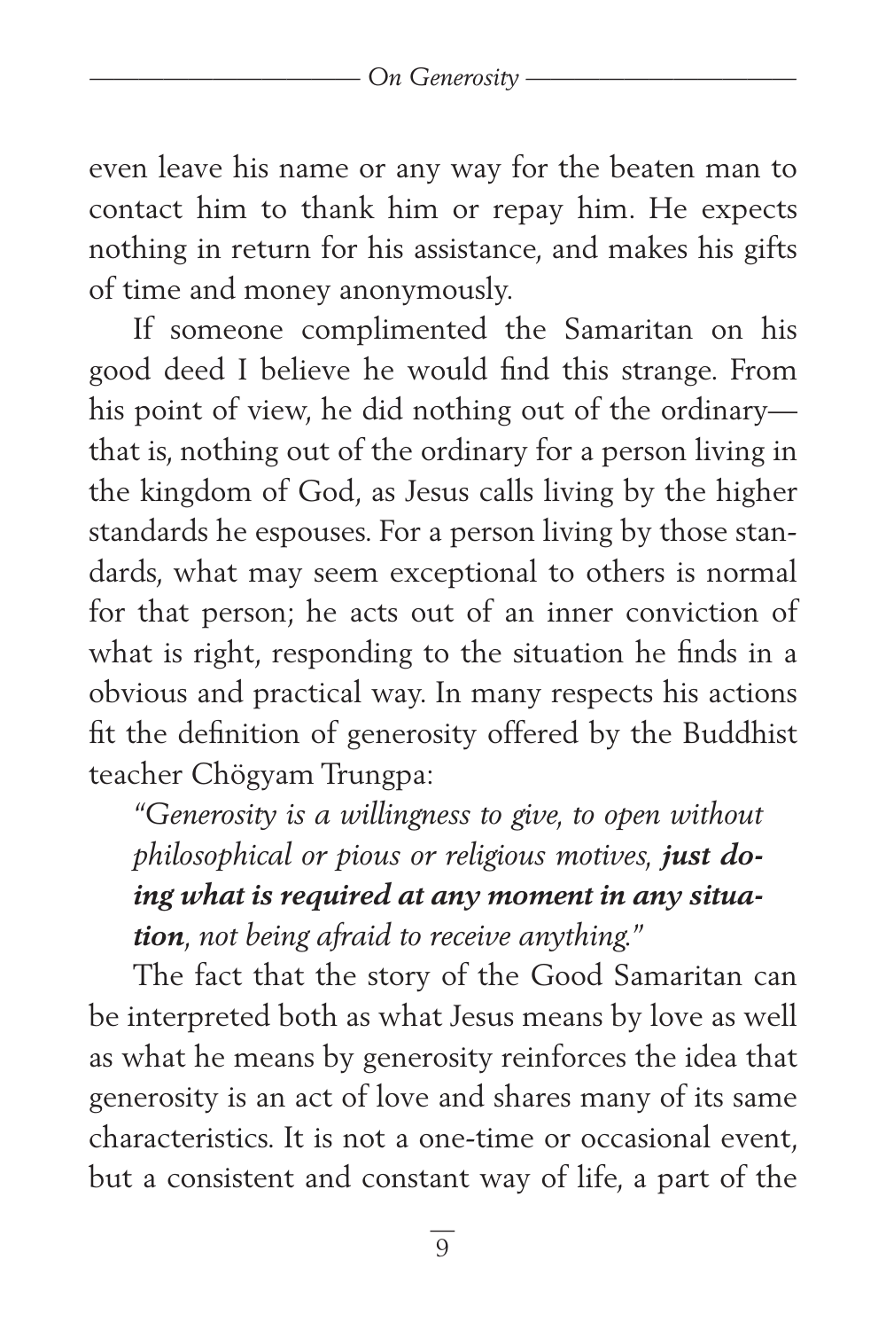even leave his name or any way for the beaten man to contact him to thank him or repay him. He expects nothing in return for his assistance, and makes his gifts of time and money anonymously.

If someone complimented the Samaritan on his good deed I believe he would find this strange. From his point of view, he did nothing out of the ordinary—that is, nothing out of the ordinary for a person living in the kingdom of God, as Jesus calls living by the higher standards he espouses. For a person living by those standards, what may seem exceptional to others is normal for that person; he acts out of an inner conviction of what is right, responding to the situation he finds in a obvious and practical way. In many respects his actions fit the definition of generosity offered by the Buddhist teacher Chögyam Trungpa:

> *"Generosity is a willingness to give, to open without philosophical or pious or religious motives, **just doing what is required at any moment in any situation**, not being afraid to receive anything."*

The fact that the story of the Good Samaritan can be interpreted both as what Jesus means by love as well as what he means by generosity reinforces the idea that generosity is an act of love and shares many of its same characteristics. It is not a one-time or occasional event, but a consistent and constant way of life, a part of the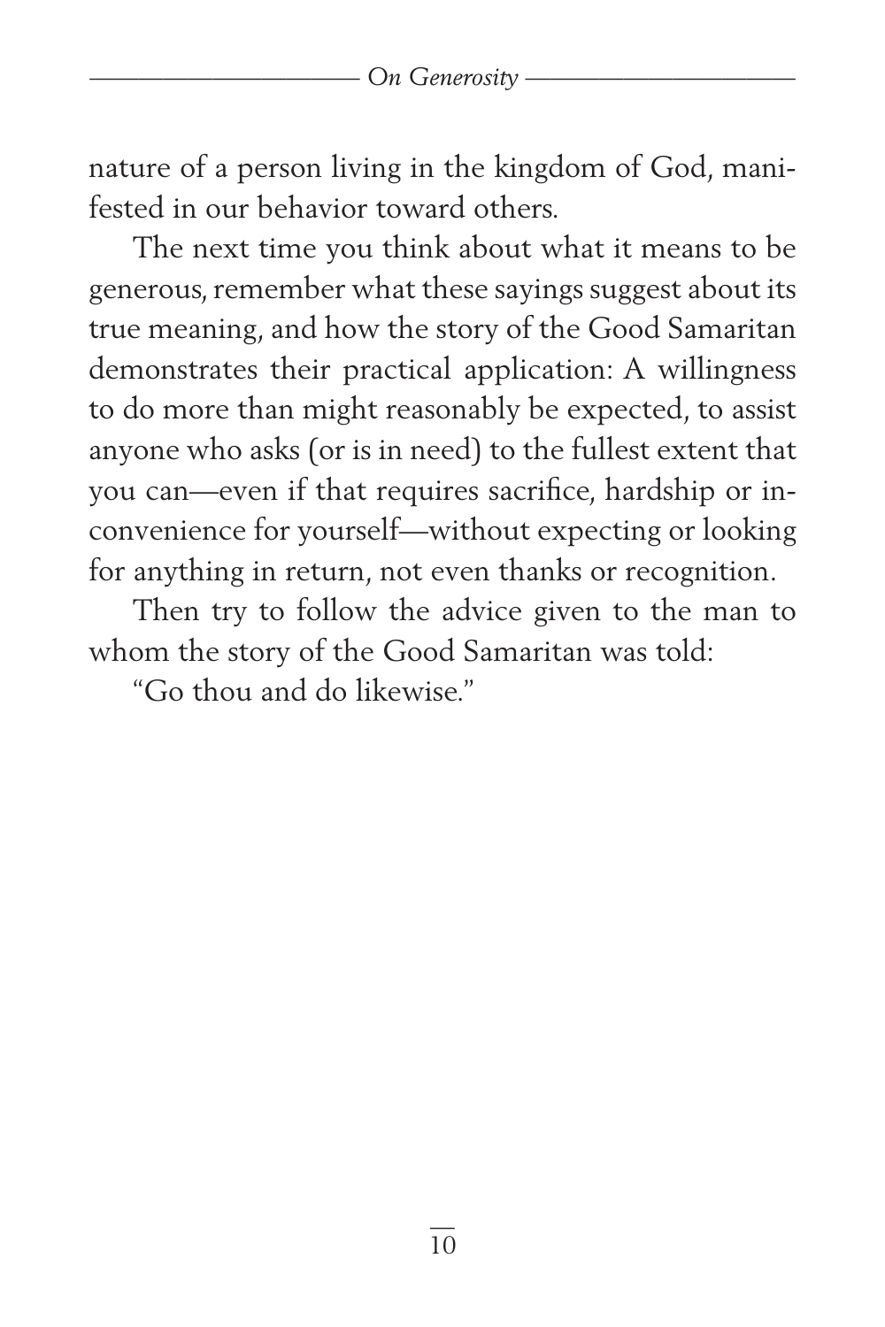nature of a person living in the kingdom of God, manifested in our behavior toward others.

The next time you think about what it means to be generous, remember what these sayings suggest about its true meaning, and how the story of the Good Samaritan demonstrates their practical application: A willingness to do more than might reasonably be expected, to assist anyone who asks (or is in need) to the fullest extent that you can—even if that requires sacrifice, hardship or inconvenience for yourself—without expecting or looking for anything in return, not even thanks or recognition.

Then try to follow the advice given to the man to whom the story of the Good Samaritan was told:

"Go thou and do likewise."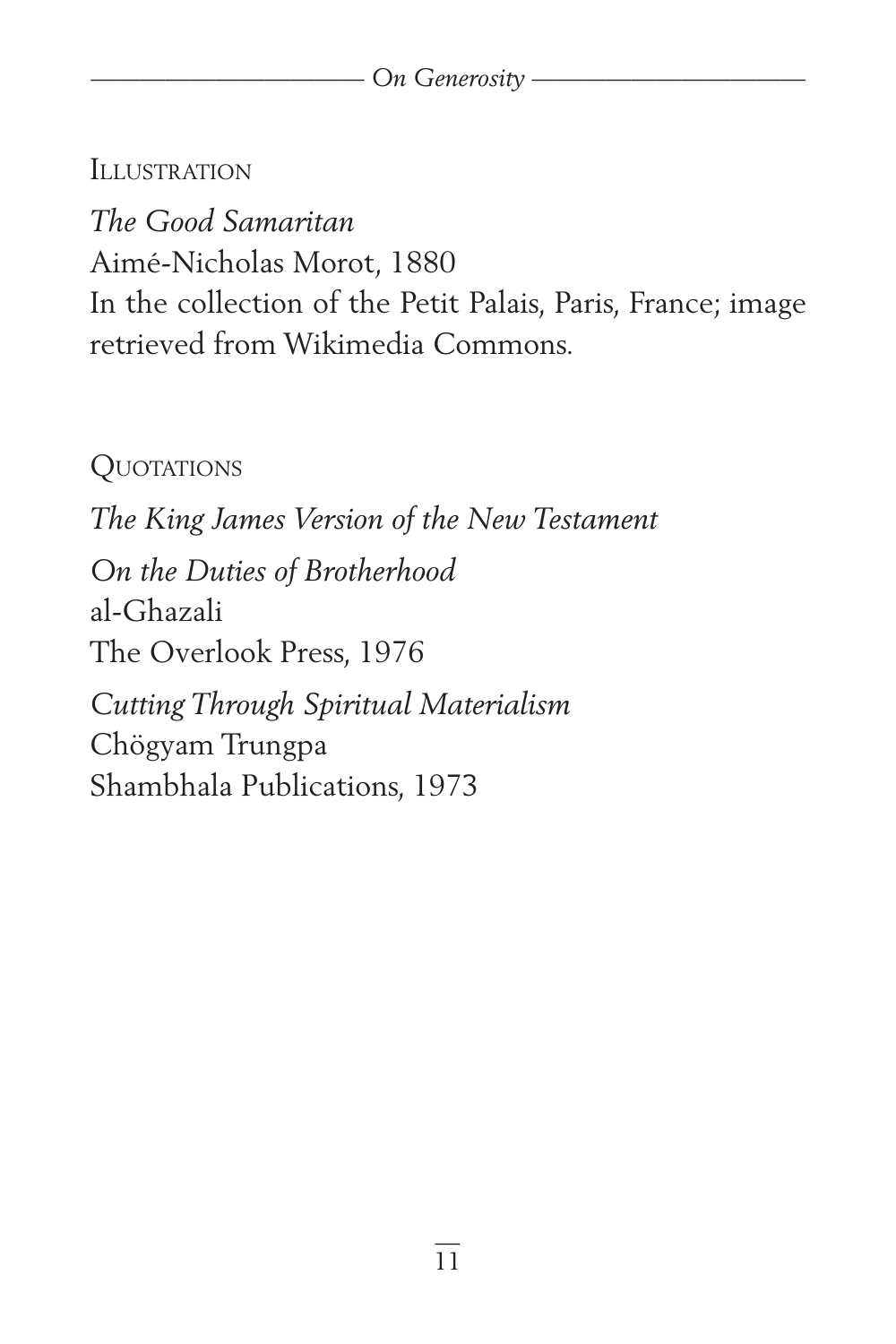## Illustration

*The Good Samaritan*
Aimé-Nicholas Morot, 1880
In the collection of the Petit Palais, Paris, France; image retrieved from Wikimedia Commons.

## Quotations

*The King James Version of the New Testament*

*On the Duties of Brotherhood*
al-Ghazali
The Overlook Press, 1976

*Cutting Through Spiritual Materialism*
Chögyam Trungpa
Shambhala Publications, 1973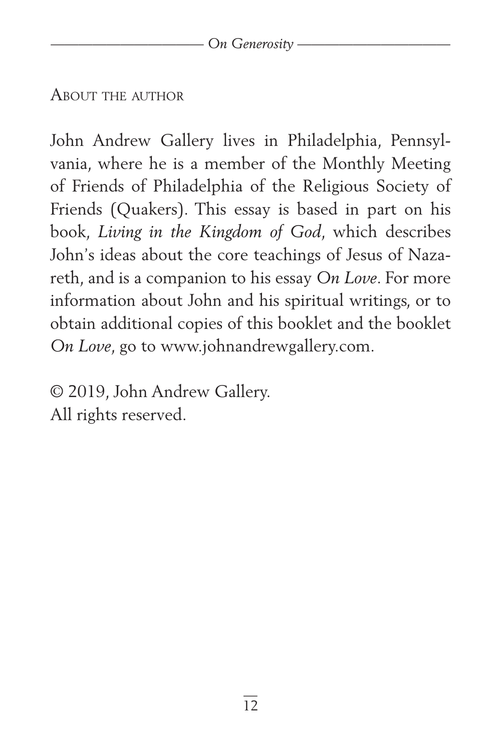## About the author

John Andrew Gallery lives in Philadelphia, Pennsylvania, where he is a member of the Monthly Meeting of Friends of Philadelphia of the Religious Society of Friends (Quakers). This essay is based in part on his book, *Living in the Kingdom of God*, which describes John's ideas about the core teachings of Jesus of Nazareth, and is a companion to his essay *On Love*. For more information about John and his spiritual writings, or to obtain additional copies of this booklet and the booklet *On Love*, go to www.johnandrewgallery.com.

© 2019, John Andrew Gallery.
All rights reserved.